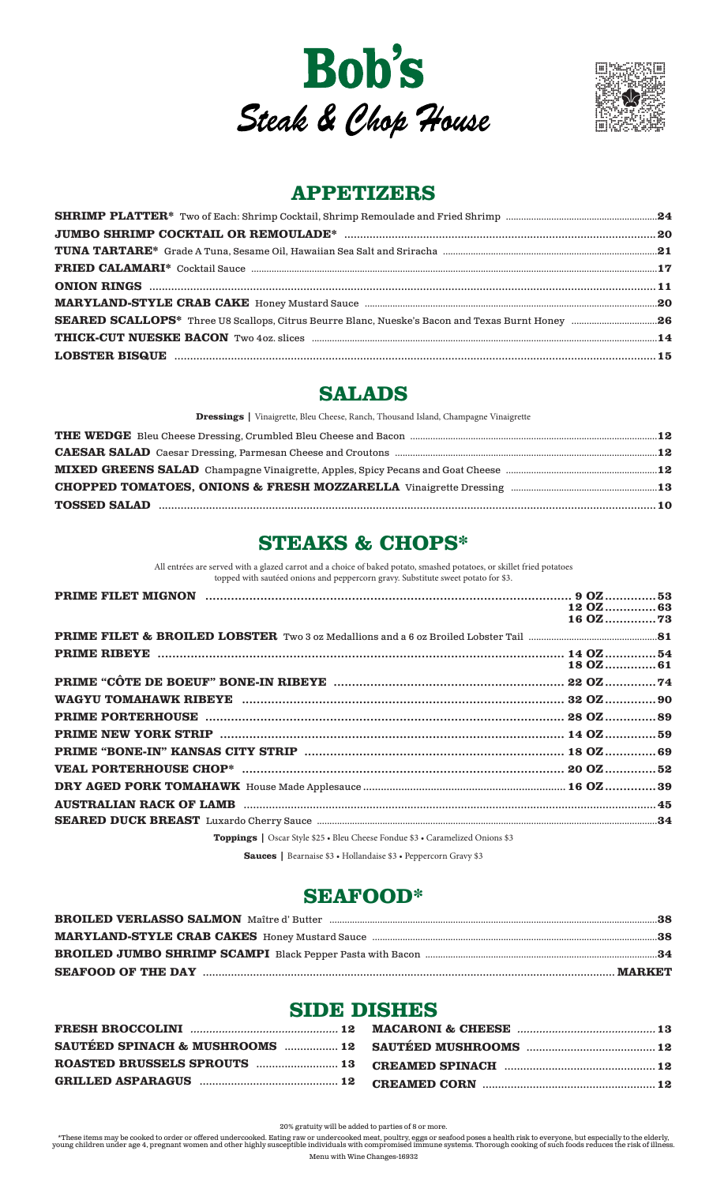# Bob's

## *Steak & Chop House*

## APPETIZERS

**SHRIMP PLATTER*** Two of Each: Shrimp Cocktail, Shrimp Remoulade and Fried Shrimp ... 24

**JUMBO SHRIMP COCKTAIL OR REMOULADE*** ... 20

**TUNA TARTARE*** Grade A Tuna, Sesame Oil, Hawaiian Sea Salt and Sriracha ... 21

**FRIED CALAMARI*** Cocktail Sauce ... 17

**ONION RINGS** ... 11

**MARYLAND-STYLE CRAB CAKE** Honey Mustard Sauce ... 20

**SEARED SCALLOPS*** Three U8 Scallops, Citrus Beurre Blanc, Nueske's Bacon and Texas Burnt Honey ... 26

**THICK-CUT NUESKE BACON** Two 4oz. slices ... 14

**LOBSTER BISQUE** ... 15

## SALADS

**Dressings |** Vinaigrette, Bleu Cheese, Ranch, Thousand Island, Champagne Vinaigrette

**THE WEDGE** Bleu Cheese Dressing, Crumbled Bleu Cheese and Bacon ... 12

**CAESAR SALAD** Caesar Dressing, Parmesan Cheese and Croutons ... 12

**MIXED GREENS SALAD** Champagne Vinaigrette, Apples, Spicy Pecans and Goat Cheese ... 12

**CHOPPED TOMATOES, ONIONS & FRESH MOZZARELLA** Vinaigrette Dressing ... 13

**TOSSED SALAD** ... 10

## STEAKS & CHOPS*

All entrées are served with a glazed carrot and a choice of baked potato, smashed potatoes, or skillet fried potatoes topped with sautéed onions and peppercorn gravy. Substitute sweet potato for $3.

**PRIME FILET MIGNON** ... 9 OZ ... 53 / 12 OZ ... 63 / 16 OZ ... 73

**PRIME FILET & BROILED LOBSTER** Two 3 oz Medallions and a 6 oz Broiled Lobster Tail ... 81

**PRIME RIBEYE** ... 14 OZ ... 54 / 18 OZ ... 61

**PRIME "CÔTE DE BOEUF" BONE-IN RIBEYE** ... 22 OZ ... 74

**WAGYU TOMAHAWK RIBEYE** ... 32 OZ ... 90

**PRIME PORTERHOUSE** ... 28 OZ ... 89

**PRIME NEW YORK STRIP** ... 14 OZ ... 59

**PRIME "BONE-IN" KANSAS CITY STRIP** ... 18 OZ ... 69

**VEAL PORTERHOUSE CHOP*** ... 20 OZ ... 52

**DRY AGED PORK TOMAHAWK** House Made Applesauce ... 16 OZ ... 39

**AUSTRALIAN RACK OF LAMB** ... 45

**SEARED DUCK BREAST** Luxardo Cherry Sauce ... 34

**Toppings |** Oscar Style $25 • Bleu Cheese Fondue $3 • Caramelized Onions $3

**Sauces |** Bearnaise $3 • Hollandaise $3 • Peppercorn Gravy $3

## SEAFOOD*

**BROILED VERLASSO SALMON** Maître d' Butter ... 38

**MARYLAND-STYLE CRAB CAKES** Honey Mustard Sauce ... 38

**BROILED JUMBO SHRIMP SCAMPI** Black Pepper Pasta with Bacon ... 34

**SEAFOOD OF THE DAY** ... MARKET

## SIDE DISHES

**FRESH BROCCOLINI** ... 12

**SAUTÉED SPINACH & MUSHROOMS** ... 12

**ROASTED BRUSSELS SPROUTS** ... 13

**GRILLED ASPARAGUS** ... 12

**MACARONI & CHEESE** ... 13

**SAUTÉED MUSHROOMS** ... 12

**CREAMED SPINACH** ... 12

**CREAMED CORN** ... 12

20% gratuity will be added to parties of 8 or more.

*These items may be cooked to order or offered undercooked. Eating raw or undercooked meat, poultry, eggs or seafood poses a health risk to everyone, but especially to the elderly, young children under age 4, pregnant women and other highly susceptible individuals with compromised immune systems. Thorough cooking of such foods reduces the risk of illness.

Menu with Wine Changes-16932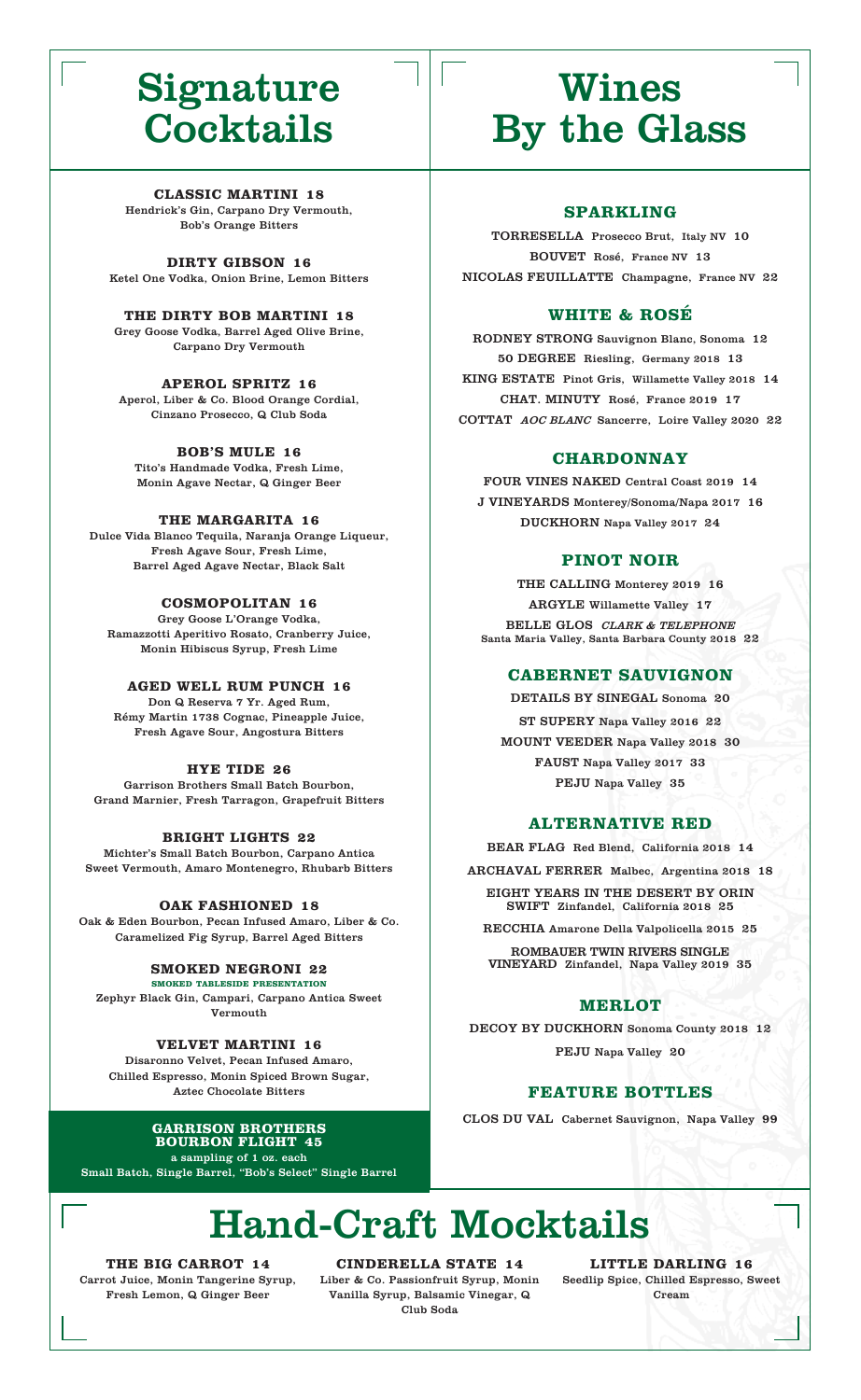# Signature Cocktails

**CLASSIC MARTINI 18**
Hendrick's Gin, Carpano Dry Vermouth, Bob's Orange Bitters

**DIRTY GIBSON 16**
Ketel One Vodka, Onion Brine, Lemon Bitters

**THE DIRTY BOB MARTINI 18**
Grey Goose Vodka, Barrel Aged Olive Brine, Carpano Dry Vermouth

**APEROL SPRITZ 16**
Aperol, Liber & Co. Blood Orange Cordial, Cinzano Prosecco, Q Club Soda

**BOB'S MULE 16**
Tito's Handmade Vodka, Fresh Lime, Monin Agave Nectar, Q Ginger Beer

**THE MARGARITA 16**
Dulce Vida Blanco Tequila, Naranja Orange Liqueur, Fresh Agave Sour, Fresh Lime, Barrel Aged Agave Nectar, Black Salt

**COSMOPOLITAN 16**
Grey Goose L'Orange Vodka, Ramazzotti Aperitivo Rosato, Cranberry Juice, Monin Hibiscus Syrup, Fresh Lime

**AGED WELL RUM PUNCH 16**
Don Q Reserva 7 Yr. Aged Rum, Rémy Martin 1738 Cognac, Pineapple Juice, Fresh Agave Sour, Angostura Bitters

**HYE TIDE 26**
Garrison Brothers Small Batch Bourbon, Grand Marnier, Fresh Tarragon, Grapefruit Bitters

**BRIGHT LIGHTS 22**
Michter's Small Batch Bourbon, Carpano Antica Sweet Vermouth, Amaro Montenegro, Rhubarb Bitters

**OAK FASHIONED 18**
Oak & Eden Bourbon, Pecan Infused Amaro, Liber & Co. Caramelized Fig Syrup, Barrel Aged Bitters

**SMOKED NEGRONI 22**
SMOKED TABLESIDE PRESENTATION
Zephyr Black Gin, Campari, Carpano Antica Sweet Vermouth

**VELVET MARTINI 16**
Disaronno Velvet, Pecan Infused Amaro, Chilled Espresso, Monin Spiced Brown Sugar, Aztec Chocolate Bitters

**GARRISON BROTHERS BOURBON FLIGHT 45**
a sampling of 1 oz. each
Small Batch, Single Barrel, "Bob's Select" Single Barrel

# Wines By the Glass

## SPARKLING

TORRESELLA Prosecco Brut, Italy NV 10
BOUVET Rosé, France NV 13
NICOLAS FEUILLATTE Champagne, France NV 22

## WHITE & ROSÉ

RODNEY STRONG Sauvignon Blanc, Sonoma 12
50 DEGREE Riesling, Germany 2018 13
KING ESTATE Pinot Gris, Willamette Valley 2018 14
CHAT. MINUTY Rosé, France 2019 17
COTTAT *AOC BLANC* Sancerre, Loire Valley 2020 22

## CHARDONNAY

FOUR VINES NAKED Central Coast 2019 14
J VINEYARDS Monterey/Sonoma/Napa 2017 16
DUCKHORN Napa Valley 2017 24

## PINOT NOIR

THE CALLING Monterey 2019 16
ARGYLE Willamette Valley 17
BELLE GLOS *CLARK & TELEPHONE* Santa Maria Valley, Santa Barbara County 2018 22

## CABERNET SAUVIGNON

DETAILS BY SINEGAL Sonoma 20
ST SUPERY Napa Valley 2016 22
MOUNT VEEDER Napa Valley 2018 30
FAUST Napa Valley 2017 33
PEJU Napa Valley 35

## ALTERNATIVE RED

BEAR FLAG Red Blend, California 2018 14
ARCHAVAL FERRER Malbec, Argentina 2018 18
EIGHT YEARS IN THE DESERT BY ORIN SWIFT Zinfandel, California 2018 25
RECCHIA Amarone Della Valpolicella 2015 25
ROMBAUER TWIN RIVERS SINGLE VINEYARD Zinfandel, Napa Valley 2019 35

## MERLOT

DECOY BY DUCKHORN Sonoma County 2018 12
PEJU Napa Valley 20

## FEATURE BOTTLES

CLOS DU VAL Cabernet Sauvignon, Napa Valley 99

# Hand-Craft Mocktails

**THE BIG CARROT 14**
Carrot Juice, Monin Tangerine Syrup, Fresh Lemon, Q Ginger Beer

**CINDERELLA STATE 14**
Liber & Co. Passionfruit Syrup, Monin Vanilla Syrup, Balsamic Vinegar, Q Club Soda

**LITTLE DARLING 16**
Seedlip Spice, Chilled Espresso, Sweet Cream